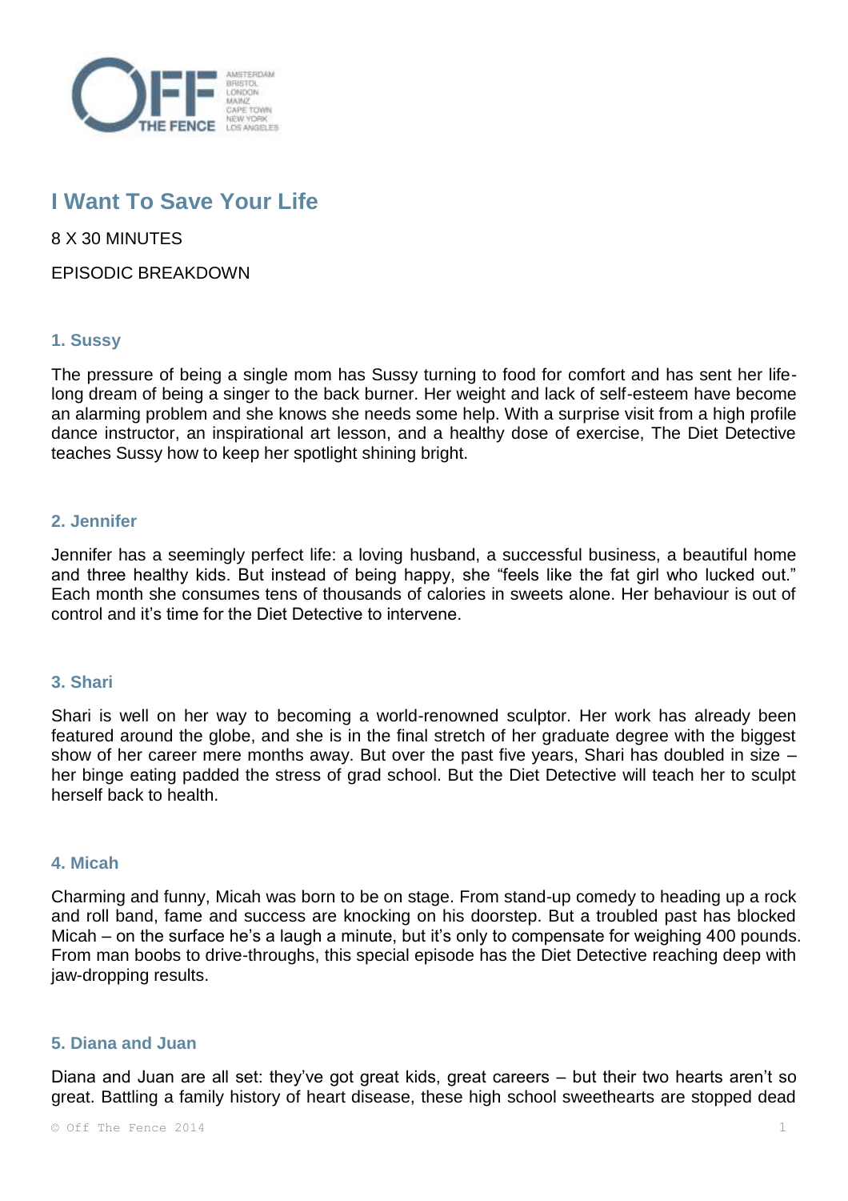# I Want To Save Your Life

8 X 30 MINUTES

EPISODIC BREAKDOWN

## 1. Sussy

The pressure of being a single mom has Sussy turning to food for comfort and has sent her life-long dream of being a singer to the back burner. Her weight and lack of self-esteem have become an alarming problem and she knows she needs some help. With a surprise visit from a high profile dance instructor, an inspirational art lesson, and a healthy dose of exercise, The Diet Detective teaches Sussy how to keep her spotlight shining bright.

## 2. Jennifer

Jennifer has a seemingly perfect life: a loving husband, a successful business, a beautiful home and three healthy kids. But instead of being happy, she "feels like the fat girl who lucked out." Each month she consumes tens of thousands of calories in sweets alone. Her behaviour is out of control and it's time for the Diet Detective to intervene.

## 3. Shari

Shari is well on her way to becoming a world-renowned sculptor. Her work has already been featured around the globe, and she is in the final stretch of her graduate degree with the biggest show of her career mere months away. But over the past five years, Shari has doubled in size – her binge eating padded the stress of grad school. But the Diet Detective will teach her to sculpt herself back to health.

## 4. Micah

Charming and funny, Micah was born to be on stage. From stand-up comedy to heading up a rock and roll band, fame and success are knocking on his doorstep. But a troubled past has blocked Micah – on the surface he's a laugh a minute, but it's only to compensate for weighing 400 pounds. From man boobs to drive-throughs, this special episode has the Diet Detective reaching deep with jaw-dropping results.

## 5. Diana and Juan

Diana and Juan are all set: they've got great kids, great careers – but their two hearts aren't so great. Battling a family history of heart disease, these high school sweethearts are stopped dead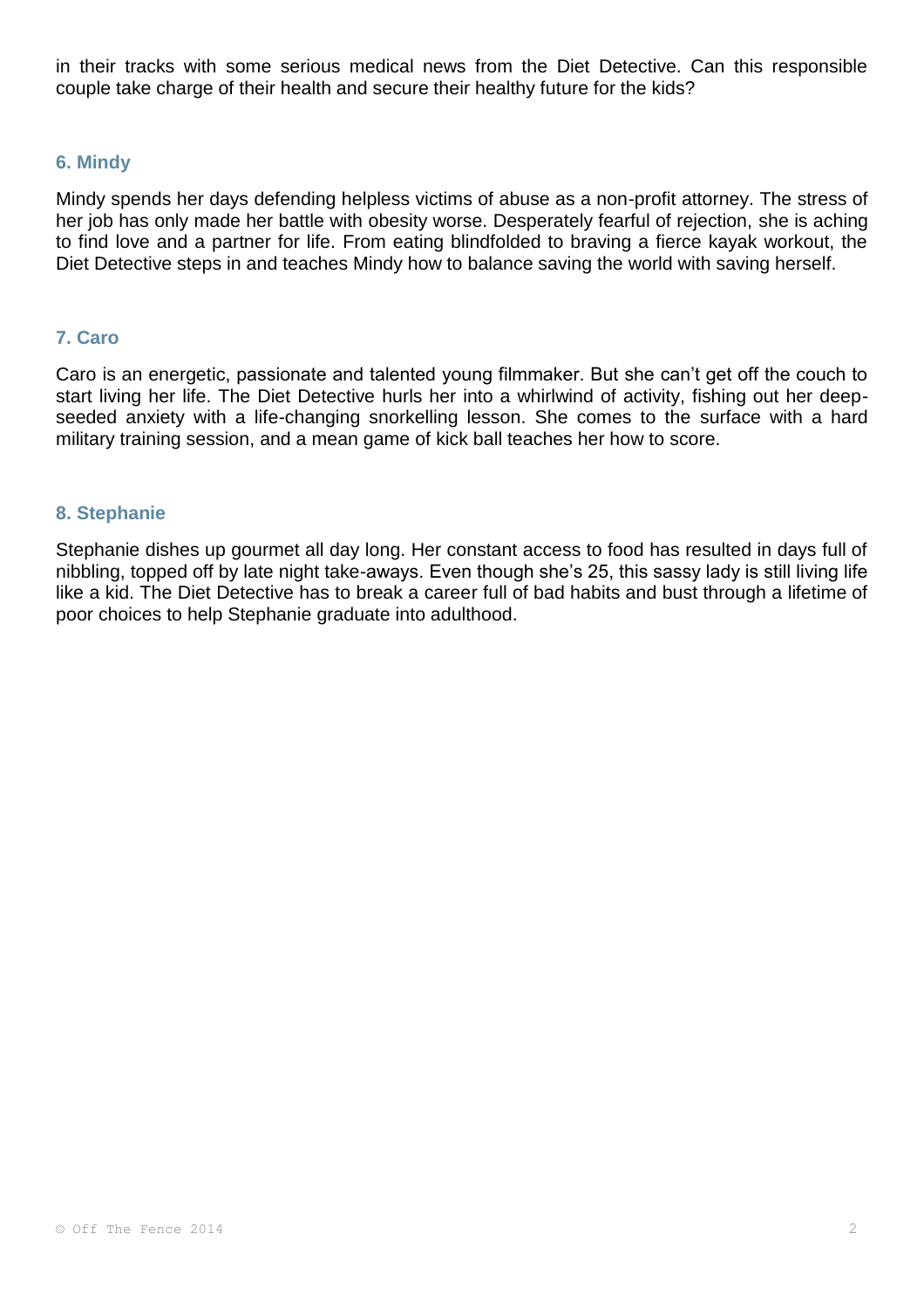in their tracks with some serious medical news from the Diet Detective. Can this responsible couple take charge of their health and secure their healthy future for the kids?

### 6. Mindy

Mindy spends her days defending helpless victims of abuse as a non-profit attorney. The stress of her job has only made her battle with obesity worse. Desperately fearful of rejection, she is aching to find love and a partner for life. From eating blindfolded to braving a fierce kayak workout, the Diet Detective steps in and teaches Mindy how to balance saving the world with saving herself.

### 7. Caro

Caro is an energetic, passionate and talented young filmmaker. But she can't get off the couch to start living her life. The Diet Detective hurls her into a whirlwind of activity, fishing out her deep-seeded anxiety with a life-changing snorkelling lesson. She comes to the surface with a hard military training session, and a mean game of kick ball teaches her how to score.

### 8. Stephanie

Stephanie dishes up gourmet all day long. Her constant access to food has resulted in days full of nibbling, topped off by late night take-aways. Even though she's 25, this sassy lady is still living life like a kid. The Diet Detective has to break a career full of bad habits and bust through a lifetime of poor choices to help Stephanie graduate into adulthood.

© Off The Fence 2014